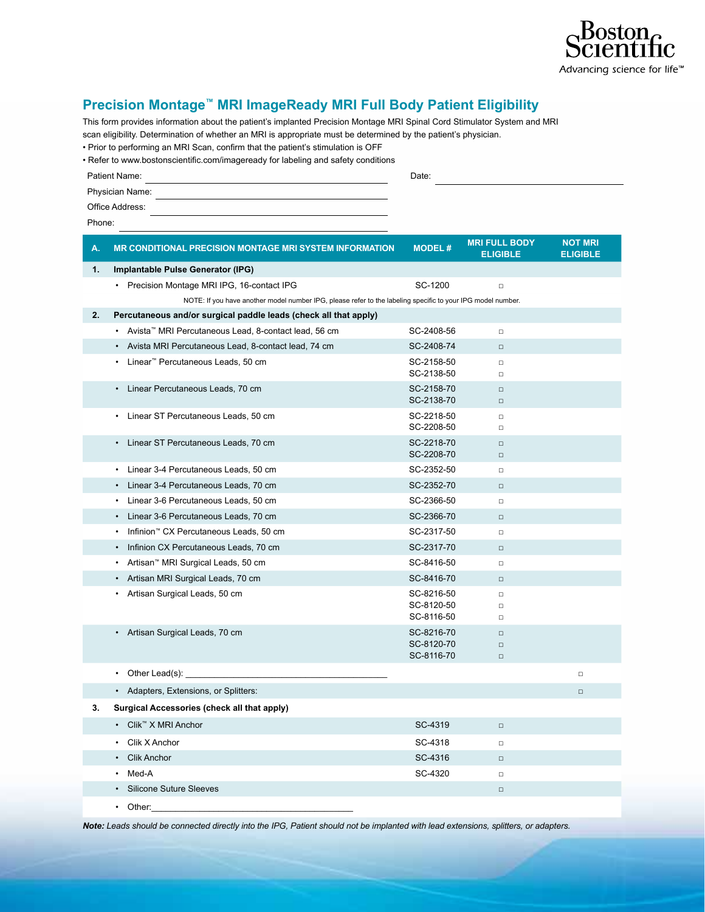Boston Scientific
Advancing science for life™

# Precision Montage™ MRI ImageReady MRI Full Body Patient Eligibility

This form provides information about the patient's implanted Precision Montage MRI Spinal Cord Stimulator System and MRI scan eligibility. Determination of whether an MRI is appropriate must be determined by the patient's physician.

- Prior to performing an MRI Scan, confirm that the patient's stimulation is OFF
- Refer to www.bostonscientific.com/imageready for labeling and safety conditions

Patient Name: ______________________________ Date: ______________________________

Physician Name: ______________________________

Office Address: ______________________________

Phone: ______________________________

| A. | MR CONDITIONAL PRECISION MONTAGE MRI SYSTEM INFORMATION | MODEL # | MRI FULL BODY ELIGIBLE | NOT MRI ELIGIBLE |
|---|---|---|---|---|
| **1.** | **Implantable Pulse Generator (IPG)** | | | |
| | • Precision Montage MRI IPG, 16-contact IPG | SC-1200 | □ | |
| | NOTE: If you have another model number IPG, please refer to the labeling specific to your IPG model number. | | | |
| **2.** | **Percutaneous and/or surgical paddle leads (check all that apply)** | | | |
| | • Avista™ MRI Percutaneous Lead, 8-contact lead, 56 cm | SC-2408-56 | □ | |
| | • Avista MRI Percutaneous Lead, 8-contact lead, 74 cm | SC-2408-74 | □ | |
| | • Linear™ Percutaneous Leads, 50 cm | SC-2158-50<br>SC-2138-50 | □<br>□ | |
| | • Linear Percutaneous Leads, 70 cm | SC-2158-70<br>SC-2138-70 | □<br>□ | |
| | • Linear ST Percutaneous Leads, 50 cm | SC-2218-50<br>SC-2208-50 | □<br>□ | |
| | • Linear ST Percutaneous Leads, 70 cm | SC-2218-70<br>SC-2208-70 | □<br>□ | |
| | • Linear 3-4 Percutaneous Leads, 50 cm | SC-2352-50 | □ | |
| | • Linear 3-4 Percutaneous Leads, 70 cm | SC-2352-70 | □ | |
| | • Linear 3-6 Percutaneous Leads, 50 cm | SC-2366-50 | □ | |
| | • Linear 3-6 Percutaneous Leads, 70 cm | SC-2366-70 | □ | |
| | • Infinion™ CX Percutaneous Leads, 50 cm | SC-2317-50 | □ | |
| | • Infinion CX Percutaneous Leads, 70 cm | SC-2317-70 | □ | |
| | • Artisan™ MRI Surgical Leads, 50 cm | SC-8416-50 | □ | |
| | • Artisan MRI Surgical Leads, 70 cm | SC-8416-70 | □ | |
| | • Artisan Surgical Leads, 50 cm | SC-8216-50<br>SC-8120-50<br>SC-8116-50 | □<br>□<br>□ | |
| | • Artisan Surgical Leads, 70 cm | SC-8216-70<br>SC-8120-70<br>SC-8116-70 | □<br>□<br>□ | |
| | • Other Lead(s): ______________________________ | | | □ |
| | • Adapters, Extensions, or Splitters: | | | □ |
| **3.** | **Surgical Accessories (check all that apply)** | | | |
| | • Clik™ X MRI Anchor | SC-4319 | □ | |
| | • Clik X Anchor | SC-4318 | □ | |
| | • Clik Anchor | SC-4316 | □ | |
| | • Med-A | SC-4320 | □ | |
| | • Silicone Suture Sleeves | | □ | |
| | • Other: ______________________________ | | | |

***Note:*** *Leads should be connected directly into the IPG, Patient should not be implanted with lead extensions, splitters, or adapters.*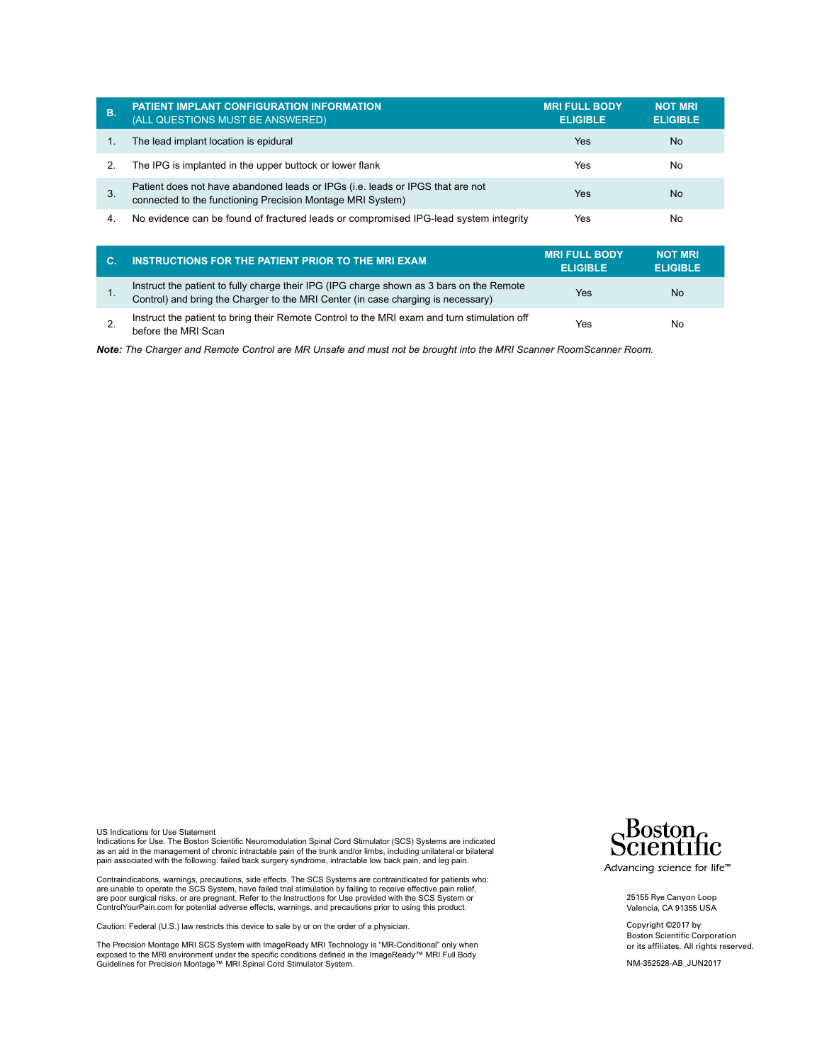| B. | PATIENT IMPLANT CONFIGURATION INFORMATION (ALL QUESTIONS MUST BE ANSWERED) | MRI FULL BODY ELIGIBLE | NOT MRI ELIGIBLE |
|---|---|---|---|
| 1. | The lead implant location is epidural | Yes | No |
| 2. | The IPG is implanted in the upper buttock or lower flank | Yes | No |
| 3. | Patient does not have abandoned leads or IPGs (i.e. leads or IPGS that are not connected to the functioning Precision Montage MRI System) | Yes | No |
| 4. | No evidence can be found of fractured leads or compromised IPG-lead system integrity | Yes | No |

| C. | INSTRUCTIONS FOR THE PATIENT PRIOR TO THE MRI EXAM | MRI FULL BODY ELIGIBLE | NOT MRI ELIGIBLE |
|---|---|---|---|
| 1. | Instruct the patient to fully charge their IPG (IPG charge shown as 3 bars on the Remote Control) and bring the Charger to the MRI Center (in case charging is necessary) | Yes | No |
| 2. | Instruct the patient to bring their Remote Control to the MRI exam and turn stimulation off before the MRI Scan | Yes | No |

***Note:*** *The Charger and Remote Control are MR Unsafe and must not be brought into the MRI Scanner RoomScanner Room.*

US Indications for Use Statement
Indications for Use. The Boston Scientific Neuromodulation Spinal Cord Stimulator (SCS) Systems are indicated as an aid in the management of chronic intractable pain of the trunk and/or limbs, including unilateral or bilateral pain associated with the following: failed back surgery syndrome, intractable low back pain, and leg pain.

Contraindications, warnings, precautions, side effects. The SCS Systems are contraindicated for patients who: are unable to operate the SCS System, have failed trial stimulation by failing to receive effective pain relief, are poor surgical risks, or are pregnant. Refer to the Instructions for Use provided with the SCS System or ControlYourPain.com for potential adverse effects, warnings, and precautions prior to using this product.

Caution: Federal (U.S.) law restricts this device to sale by or on the order of a physician.

The Precision Montage MRI SCS System with ImageReady MRI Technology is "MR-Conditional" only when exposed to the MRI environment under the specific conditions defined in the ImageReady™ MRI Full Body Guidelines for Precision Montage™ MRI Spinal Cord Stimulator System.

Boston Scientific
Advancing science for life™

25155 Rye Canyon Loop
Valencia, CA 91355 USA

Copyright ©2017 by
Boston Scientific Corporation
or its affiliates. All rights reserved.

NM-352528-AB_JUN2017